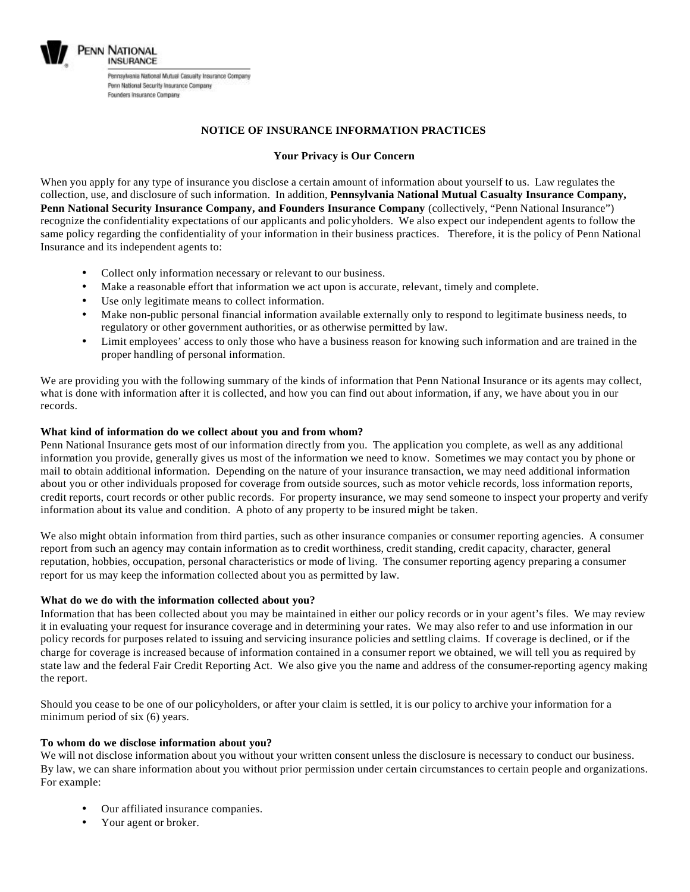PENN NATIONAL INSURANCE

Pennsylvania National Mutual Casualty Insurance Company
Penn National Security Insurance Company
Founders Insurance Company

# NOTICE OF INSURANCE INFORMATION PRACTICES

## Your Privacy is Our Concern

When you apply for any type of insurance you disclose a certain amount of information about yourself to us. Law regulates the collection, use, and disclosure of such information. In addition, **Pennsylvania National Mutual Casualty Insurance Company, Penn National Security Insurance Company, and Founders Insurance Company** (collectively, "Penn National Insurance") recognize the confidentiality expectations of our applicants and policyholders. We also expect our independent agents to follow the same policy regarding the confidentiality of your information in their business practices. Therefore, it is the policy of Penn National Insurance and its independent agents to:

- Collect only information necessary or relevant to our business.
- Make a reasonable effort that information we act upon is accurate, relevant, timely and complete.
- Use only legitimate means to collect information.
- Make non-public personal financial information available externally only to respond to legitimate business needs, to regulatory or other government authorities, or as otherwise permitted by law.
- Limit employees' access to only those who have a business reason for knowing such information and are trained in the proper handling of personal information.

We are providing you with the following summary of the kinds of information that Penn National Insurance or its agents may collect, what is done with information after it is collected, and how you can find out about information, if any, we have about you in our records.

**What kind of information do we collect about you and from whom?**
Penn National Insurance gets most of our information directly from you. The application you complete, as well as any additional information you provide, generally gives us most of the information we need to know. Sometimes we may contact you by phone or mail to obtain additional information. Depending on the nature of your insurance transaction, we may need additional information about you or other individuals proposed for coverage from outside sources, such as motor vehicle records, loss information reports, credit reports, court records or other public records. For property insurance, we may send someone to inspect your property and verify information about its value and condition. A photo of any property to be insured might be taken.

We also might obtain information from third parties, such as other insurance companies or consumer reporting agencies. A consumer report from such an agency may contain information as to credit worthiness, credit standing, credit capacity, character, general reputation, hobbies, occupation, personal characteristics or mode of living. The consumer reporting agency preparing a consumer report for us may keep the information collected about you as permitted by law.

**What do we do with the information collected about you?**
Information that has been collected about you may be maintained in either our policy records or in your agent's files. We may review it in evaluating your request for insurance coverage and in determining your rates. We may also refer to and use information in our policy records for purposes related to issuing and servicing insurance policies and settling claims. If coverage is declined, or if the charge for coverage is increased because of information contained in a consumer report we obtained, we will tell you as required by state law and the federal Fair Credit Reporting Act. We also give you the name and address of the consumer-reporting agency making the report.

Should you cease to be one of our policyholders, or after your claim is settled, it is our policy to archive your information for a minimum period of six (6) years.

**To whom do we disclose information about you?**
We will not disclose information about you without your written consent unless the disclosure is necessary to conduct our business. By law, we can share information about you without prior permission under certain circumstances to certain people and organizations. For example:

- Our affiliated insurance companies.
- Your agent or broker.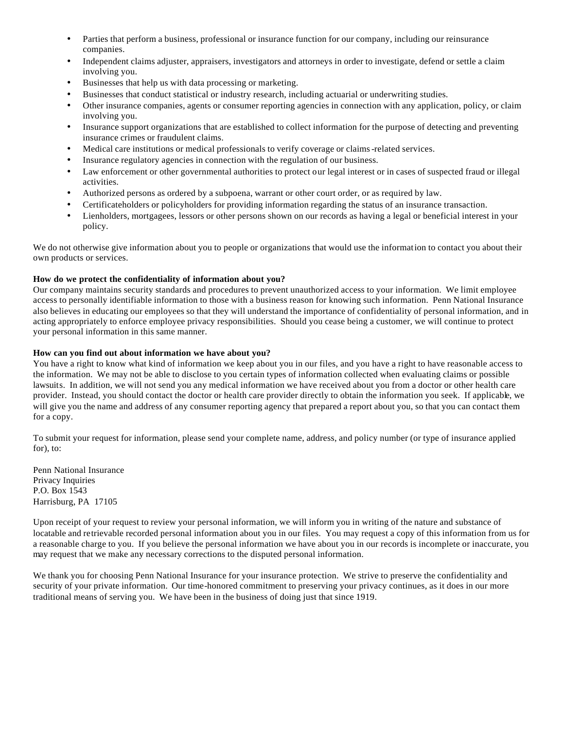- Parties that perform a business, professional or insurance function for our company, including our reinsurance companies.
- Independent claims adjuster, appraisers, investigators and attorneys in order to investigate, defend or settle a claim involving you.
- Businesses that help us with data processing or marketing.
- Businesses that conduct statistical or industry research, including actuarial or underwriting studies.
- Other insurance companies, agents or consumer reporting agencies in connection with any application, policy, or claim involving you.
- Insurance support organizations that are established to collect information for the purpose of detecting and preventing insurance crimes or fraudulent claims.
- Medical care institutions or medical professionals to verify coverage or claims-related services.
- Insurance regulatory agencies in connection with the regulation of our business.
- Law enforcement or other governmental authorities to protect our legal interest or in cases of suspected fraud or illegal activities.
- Authorized persons as ordered by a subpoena, warrant or other court order, or as required by law.
- Certificateholders or policyholders for providing information regarding the status of an insurance transaction.
- Lienholders, mortgagees, lessors or other persons shown on our records as having a legal or beneficial interest in your policy.

We do not otherwise give information about you to people or organizations that would use the information to contact you about their own products or services.

**How do we protect the confidentiality of information about you?**
Our company maintains security standards and procedures to prevent unauthorized access to your information. We limit employee access to personally identifiable information to those with a business reason for knowing such information. Penn National Insurance also believes in educating our employees so that they will understand the importance of confidentiality of personal information, and in acting appropriately to enforce employee privacy responsibilities. Should you cease being a customer, we will continue to protect your personal information in this same manner.

**How can you find out about information we have about you?**
You have a right to know what kind of information we keep about you in our files, and you have a right to have reasonable access to the information. We may not be able to disclose to you certain types of information collected when evaluating claims or possible lawsuits. In addition, we will not send you any medical information we have received about you from a doctor or other health care provider. Instead, you should contact the doctor or health care provider directly to obtain the information you seek. If applicable, we will give you the name and address of any consumer reporting agency that prepared a report about you, so that you can contact them for a copy.

To submit your request for information, please send your complete name, address, and policy number (or type of insurance applied for), to:

Penn National Insurance
Privacy Inquiries
P.O. Box 1543
Harrisburg, PA 17105

Upon receipt of your request to review your personal information, we will inform you in writing of the nature and substance of locatable and retrievable recorded personal information about you in our files. You may request a copy of this information from us for a reasonable charge to you. If you believe the personal information we have about you in our records is incomplete or inaccurate, you may request that we make any necessary corrections to the disputed personal information.

We thank you for choosing Penn National Insurance for your insurance protection. We strive to preserve the confidentiality and security of your private information. Our time-honored commitment to preserving your privacy continues, as it does in our more traditional means of serving you. We have been in the business of doing just that since 1919.